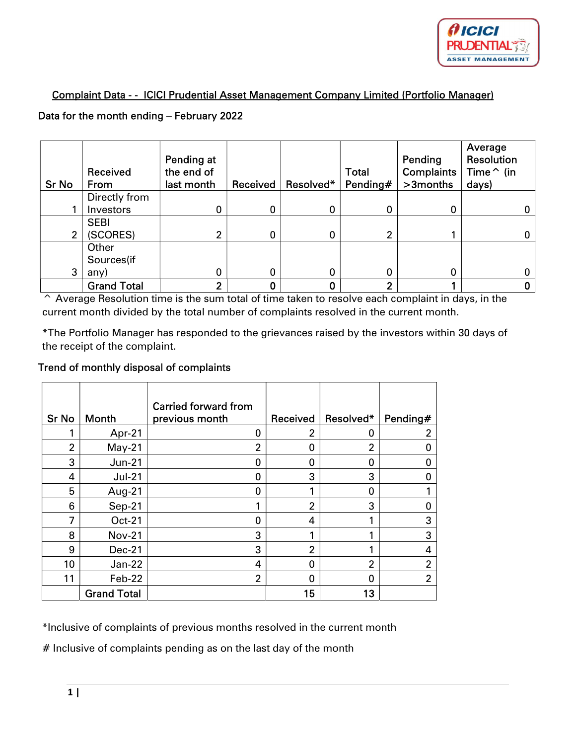## Complaint Data - - ICICI Prudential Asset Management Company Limited (Portfolio Manager)

Data for the month ending – February 2022

| Sr No | Received From | Pending at the end of last month | Received | Resolved* | Total Pending# | Pending Complaints >3months | Average Resolution Time^ (in days) |
|---|---|---|---|---|---|---|---|
| 1 | Directly from Investors | 0 | 0 | 0 | 0 | 0 | 0 |
| 2 | SEBI (SCORES) | 2 | 0 | 0 | 2 | 1 | 0 |
| 3 | Other Sources(if any) | 0 | 0 | 0 | 0 | 0 | 0 |
| | **Grand Total** | **2** | **0** | **0** | **2** | **1** | **0** |

^ Average Resolution time is the sum total of time taken to resolve each complaint in days, in the current month divided by the total number of complaints resolved in the current month.

*The Portfolio Manager has responded to the grievances raised by the investors within 30 days of the receipt of the complaint.

Trend of monthly disposal of complaints

| Sr No | Month | Carried forward from previous month | Received | Resolved* | Pending# |
|---|---|---|---|---|---|
| 1 | Apr-21 | 0 | 2 | 0 | 2 |
| 2 | May-21 | 2 | 0 | 2 | 0 |
| 3 | Jun-21 | 0 | 0 | 0 | 0 |
| 4 | Jul-21 | 0 | 3 | 3 | 0 |
| 5 | Aug-21 | 0 | 1 | 0 | 1 |
| 6 | Sep-21 | 1 | 2 | 3 | 0 |
| 7 | Oct-21 | 0 | 4 | 1 | 3 |
| 8 | Nov-21 | 3 | 1 | 1 | 3 |
| 9 | Dec-21 | 3 | 2 | 1 | 4 |
| 10 | Jan-22 | 4 | 0 | 2 | 2 |
| 11 | Feb-22 | 2 | 0 | 0 | 2 |
| | Grand Total | | 15 | 13 | |

*Inclusive of complaints of previous months resolved in the current month

# Inclusive of complaints pending as on the last day of the month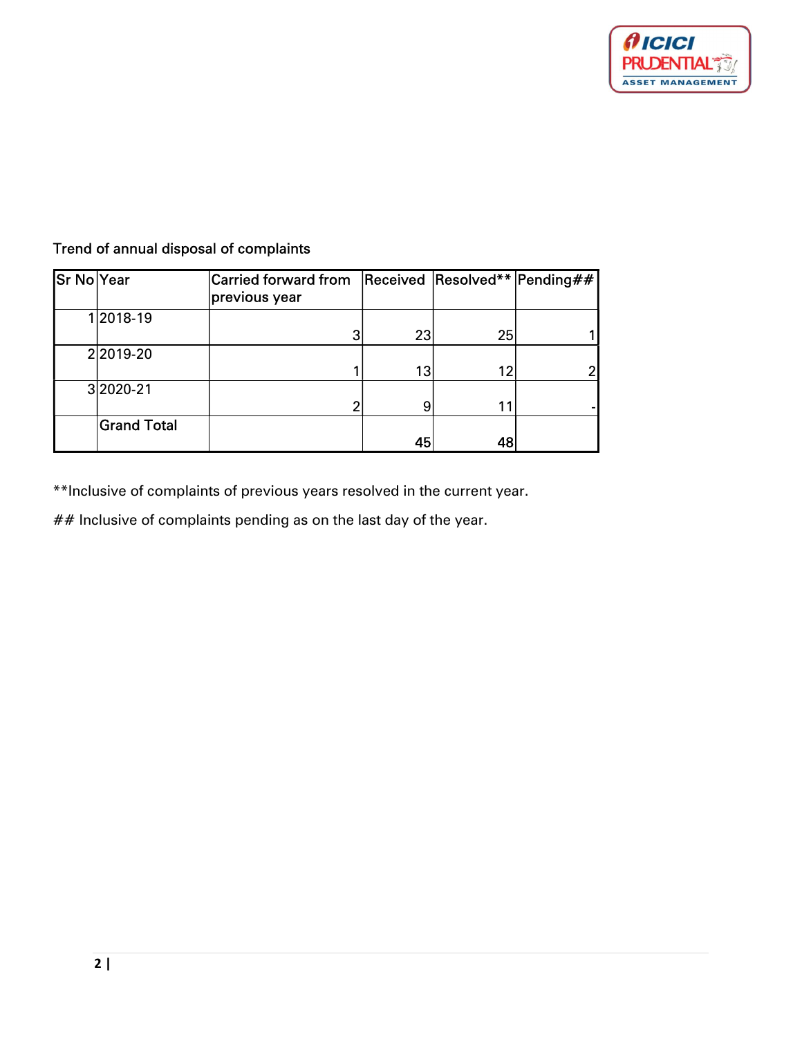Trend of annual disposal of complaints

| Sr No | Year | Carried forward from previous year | Received | Resolved** | Pending## |
|---|---|---|---|---|---|
| 1 | 2018-19 | 3 | 23 | 25 | 1 |
| 2 | 2019-20 | 1 | 13 | 12 | 2 |
| 3 | 2020-21 | 2 | 9 | 11 | - |
| | Grand Total | | 45 | 48 | |

**Inclusive of complaints of previous years resolved in the current year.

## Inclusive of complaints pending as on the last day of the year.